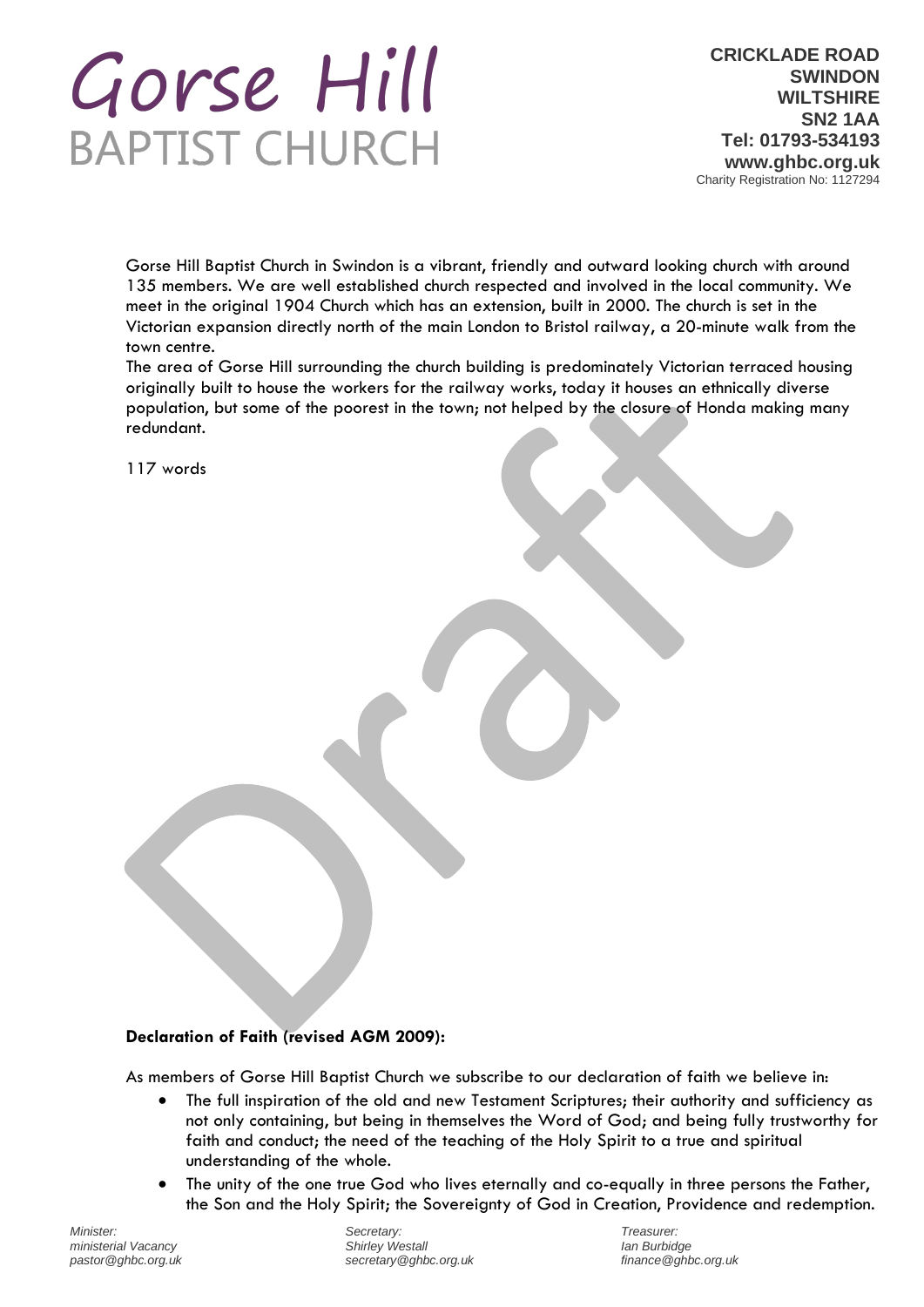# Gorse Hill
## BAPTIST CHURCH

**CRICKLADE ROAD**
**SWINDON**
**WILTSHIRE**
**SN2 1AA**
**Tel: 01793-534193**
**www.ghbc.org.uk**
Charity Registration No: 1127294

Gorse Hill Baptist Church in Swindon is a vibrant, friendly and outward looking church with around 135 members. We are well established church respected and involved in the local community. We meet in the original 1904 Church which has an extension, built in 2000. The church is set in the Victorian expansion directly north of the main London to Bristol railway, a 20-minute walk from the town centre.
The area of Gorse Hill surrounding the church building is predominately Victorian terraced housing originally built to house the workers for the railway works, today it houses an ethnically diverse population, but some of the poorest in the town; not helped by the closure of Honda making many redundant.

117 words

**Declaration of Faith (revised AGM 2009):**

As members of Gorse Hill Baptist Church we subscribe to our declaration of faith we believe in:

- The full inspiration of the old and new Testament Scriptures; their authority and sufficiency as not only containing, but being in themselves the Word of God; and being fully trustworthy for faith and conduct; the need of the teaching of the Holy Spirit to a true and spiritual understanding of the whole.
- The unity of the one true God who lives eternally and co-equally in three persons the Father, the Son and the Holy Spirit; the Sovereignty of God in Creation, Providence and redemption.

*Minister:*
*ministerial Vacancy*
*pastor@ghbc.org.uk*

*Secretary:*
*Shirley Westall*
*secretary@ghbc.org.uk*

*Treasurer:*
*Ian Burbidge*
*finance@ghbc.org.uk*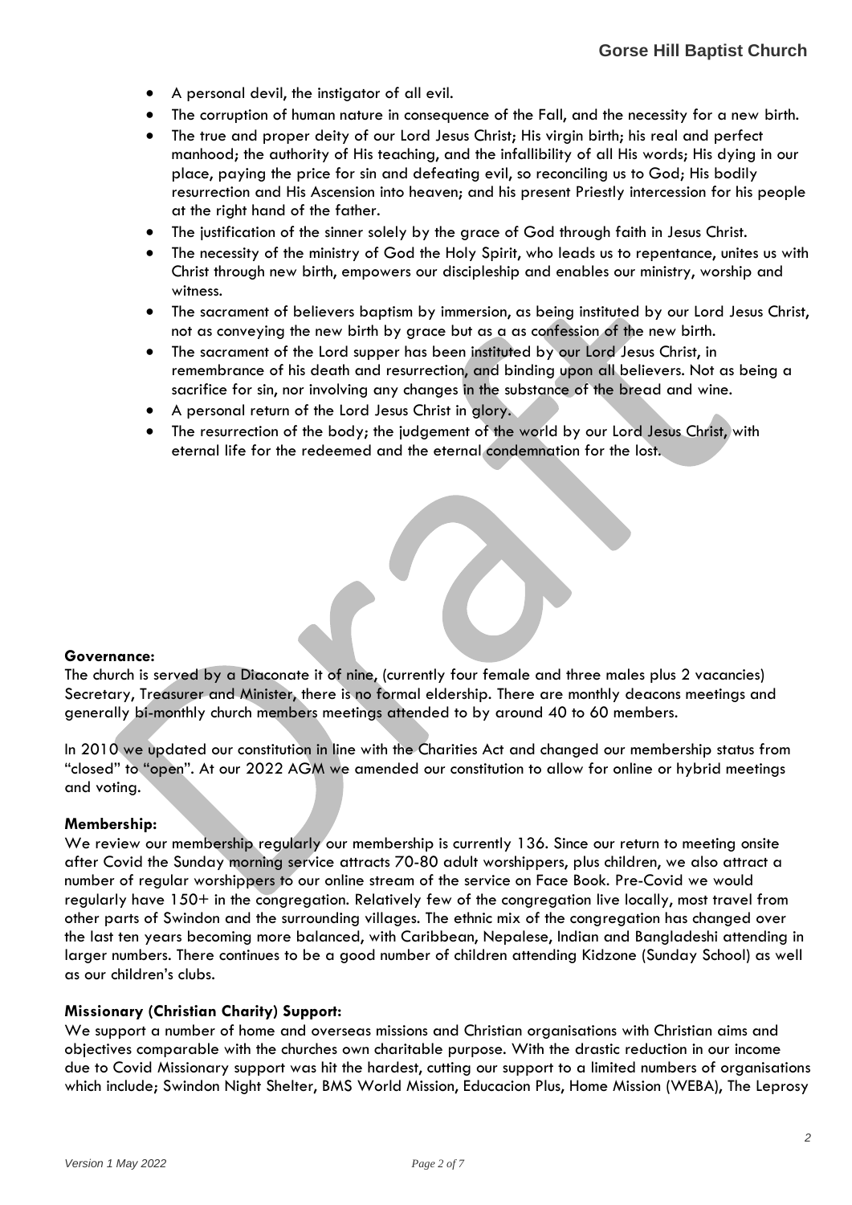- A personal devil, the instigator of all evil.
- The corruption of human nature in consequence of the Fall, and the necessity for a new birth.
- The true and proper deity of our Lord Jesus Christ; His virgin birth; his real and perfect manhood; the authority of His teaching, and the infallibility of all His words; His dying in our place, paying the price for sin and defeating evil, so reconciling us to God; His bodily resurrection and His Ascension into heaven; and his present Priestly intercession for his people at the right hand of the father.
- The justification of the sinner solely by the grace of God through faith in Jesus Christ.
- The necessity of the ministry of God the Holy Spirit, who leads us to repentance, unites us with Christ through new birth, empowers our discipleship and enables our ministry, worship and witness.
- The sacrament of believers baptism by immersion, as being instituted by our Lord Jesus Christ, not as conveying the new birth by grace but as a as confession of the new birth.
- The sacrament of the Lord supper has been instituted by our Lord Jesus Christ, in remembrance of his death and resurrection, and binding upon all believers. Not as being a sacrifice for sin, nor involving any changes in the substance of the bread and wine.
- A personal return of the Lord Jesus Christ in glory.
- The resurrection of the body; the judgement of the world by our Lord Jesus Christ, with eternal life for the redeemed and the eternal condemnation for the lost.

**Governance:**
The church is served by a Diaconate it of nine, (currently four female and three males plus 2 vacancies) Secretary, Treasurer and Minister, there is no formal eldership. There are monthly deacons meetings and generally bi-monthly church members meetings attended to by around 40 to 60 members.

In 2010 we updated our constitution in line with the Charities Act and changed our membership status from "closed" to "open". At our 2022 AGM we amended our constitution to allow for online or hybrid meetings and voting.

**Membership:**
We review our membership regularly our membership is currently 136. Since our return to meeting onsite after Covid the Sunday morning service attracts 70-80 adult worshippers, plus children, we also attract a number of regular worshippers to our online stream of the service on Face Book. Pre-Covid we would regularly have 150+ in the congregation. Relatively few of the congregation live locally, most travel from other parts of Swindon and the surrounding villages. The ethnic mix of the congregation has changed over the last ten years becoming more balanced, with Caribbean, Nepalese, Indian and Bangladeshi attending in larger numbers. There continues to be a good number of children attending Kidzone (Sunday School) as well as our children's clubs.

**Missionary (Christian Charity) Support:**
We support a number of home and overseas missions and Christian organisations with Christian aims and objectives comparable with the churches own charitable purpose. With the drastic reduction in our income due to Covid Missionary support was hit the hardest, cutting our support to a limited numbers of organisations which include; Swindon Night Shelter, BMS World Mission, Educacion Plus, Home Mission (WEBA), The Leprosy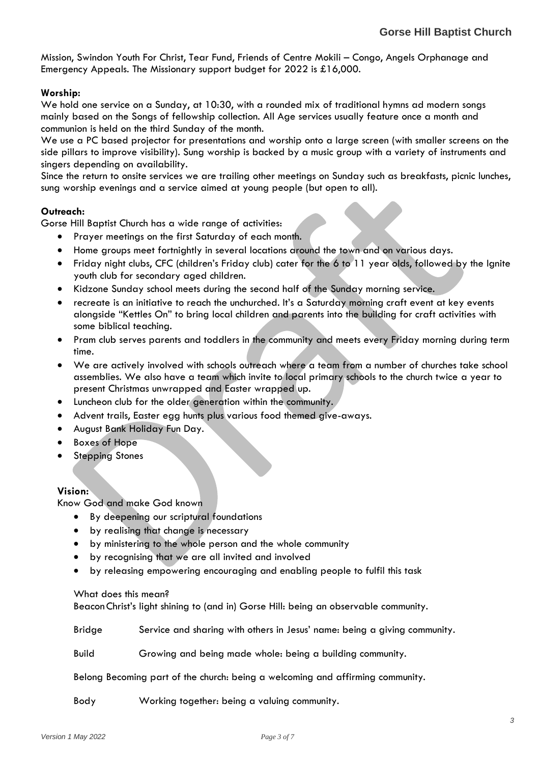Mission, Swindon Youth For Christ, Tear Fund, Friends of Centre Mokili – Congo, Angels Orphanage and Emergency Appeals. The Missionary support budget for 2022 is £16,000.

**Worship:**

We hold one service on a Sunday, at 10:30, with a rounded mix of traditional hymns ad modern songs mainly based on the Songs of fellowship collection. All Age services usually feature once a month and communion is held on the third Sunday of the month.

We use a PC based projector for presentations and worship onto a large screen (with smaller screens on the side pillars to improve visibility). Sung worship is backed by a music group with a variety of instruments and singers depending on availability.

Since the return to onsite services we are trailing other meetings on Sunday such as breakfasts, picnic lunches, sung worship evenings and a service aimed at young people (but open to all).

**Outreach:**

Gorse Hill Baptist Church has a wide range of activities:

- Prayer meetings on the first Saturday of each month.
- Home groups meet fortnightly in several locations around the town and on various days.
- Friday night clubs, CFC (children's Friday club) cater for the 6 to 11 year olds, followed by the Ignite youth club for secondary aged children.
- Kidzone Sunday school meets during the second half of the Sunday morning service.
- recreate is an initiative to reach the unchurched. It's a Saturday morning craft event at key events alongside "Kettles On" to bring local children and parents into the building for craft activities with some biblical teaching.
- Pram club serves parents and toddlers in the community and meets every Friday morning during term time.
- We are actively involved with schools outreach where a team from a number of churches take school assemblies. We also have a team which invite to local primary schools to the church twice a year to present Christmas unwrapped and Easter wrapped up.
- Luncheon club for the older generation within the community.
- Advent trails, Easter egg hunts plus various food themed give-aways.
- August Bank Holiday Fun Day.
- Boxes of Hope
- Stepping Stones

**Vision:**

Know God and make God known

- By deepening our scriptural foundations
- by realising that change is necessary
- by ministering to the whole person and the whole community
- by recognising that we are all invited and involved
- by releasing empowering encouraging and enabling people to fulfil this task

What does this mean?

Beacon Christ's light shining to (and in) Gorse Hill: being an observable community.

Bridge Service and sharing with others in Jesus' name: being a giving community.

Build Growing and being made whole: being a building community.

Belong Becoming part of the church: being a welcoming and affirming community.

Body Working together: being a valuing community.

*Version 1 May 2022*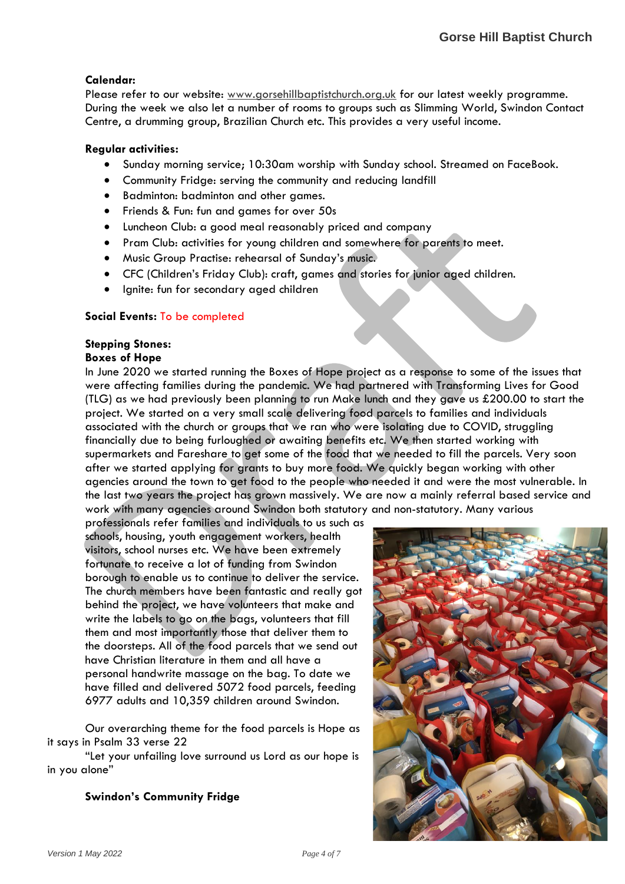**Calendar:**
Please refer to our website: www.gorsehillbaptistchurch.org.uk for our latest weekly programme. During the week we also let a number of rooms to groups such as Slimming World, Swindon Contact Centre, a drumming group, Brazilian Church etc. This provides a very useful income.

**Regular activities:**

- Sunday morning service; 10:30am worship with Sunday school. Streamed on FaceBook.
- Community Fridge: serving the community and reducing landfill
- Badminton: badminton and other games.
- Friends & Fun: fun and games for over 50s
- Luncheon Club: a good meal reasonably priced and company
- Pram Club: activities for young children and somewhere for parents to meet.
- Music Group Practise: rehearsal of Sunday's music.
- CFC (Children's Friday Club): craft, games and stories for junior aged children.
- Ignite: fun for secondary aged children

**Social Events:** To be completed

**Stepping Stones:**
**Boxes of Hope**
In June 2020 we started running the Boxes of Hope project as a response to some of the issues that were affecting families during the pandemic. We had partnered with Transforming Lives for Good (TLG) as we had previously been planning to run Make lunch and they gave us £200.00 to start the project. We started on a very small scale delivering food parcels to families and individuals associated with the church or groups that we ran who were isolating due to COVID, struggling financially due to being furloughed or awaiting benefits etc. We then started working with supermarkets and Fareshare to get some of the food that we needed to fill the parcels. Very soon after we started applying for grants to buy more food. We quickly began working with other agencies around the town to get food to the people who needed it and were the most vulnerable. In the last two years the project has grown massively. We are now a mainly referral based service and work with many agencies around Swindon both statutory and non-statutory. Many various professionals refer families and individuals to us such as schools, housing, youth engagement workers, health visitors, school nurses etc. We have been extremely fortunate to receive a lot of funding from Swindon borough to enable us to continue to deliver the service. The church members have been fantastic and really got behind the project, we have volunteers that make and write the labels to go on the bags, volunteers that fill them and most importantly those that deliver them to the doorsteps. All of the food parcels that we send out have Christian literature in them and all have a personal handwrite massage on the bag. To date we have filled and delivered 5072 food parcels, feeding 6977 adults and 10,359 children around Swindon.

Our overarching theme for the food parcels is Hope as it says in Psalm 33 verse 22
"Let your unfailing love surround us Lord as our hope is in you alone"

**Swindon's Community Fridge**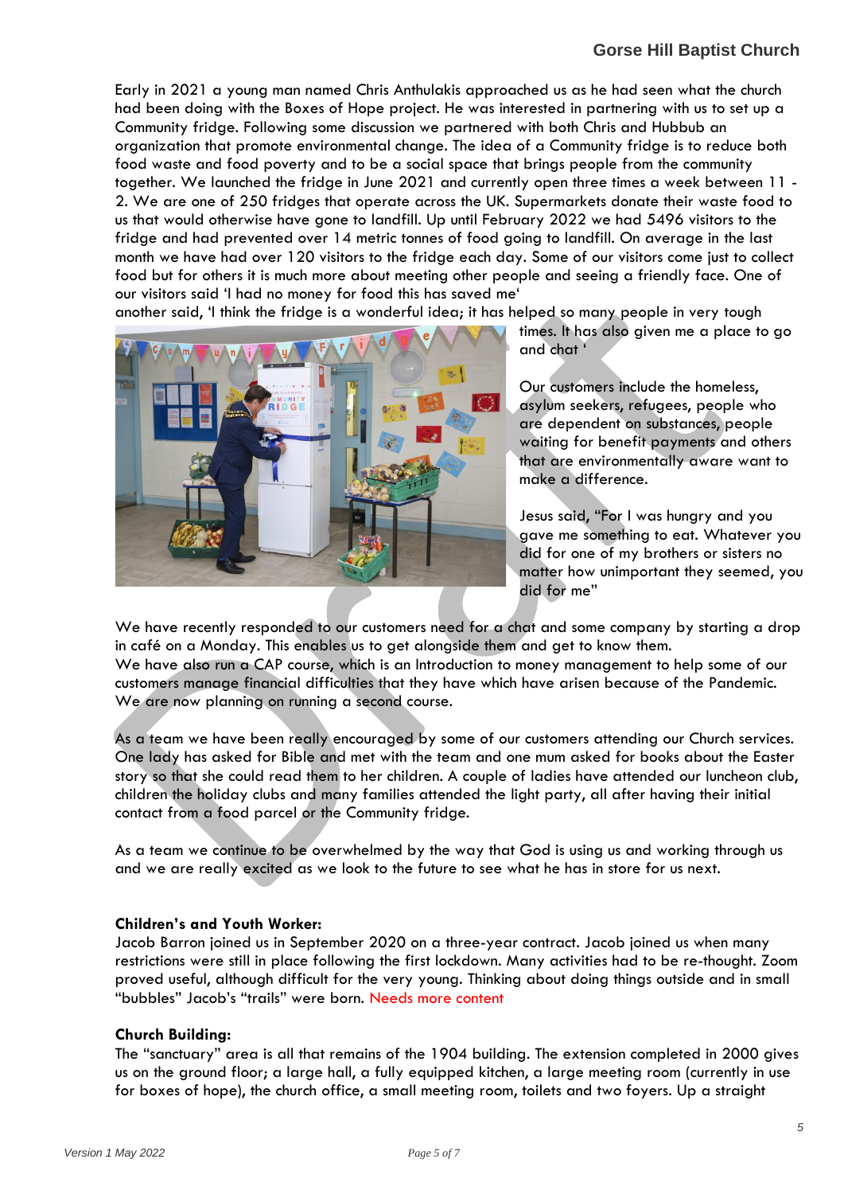Early in 2021 a young man named Chris Anthulakis approached us as he had seen what the church had been doing with the Boxes of Hope project. He was interested in partnering with us to set up a Community fridge. Following some discussion we partnered with both Chris and Hubbub an organization that promote environmental change. The idea of a Community fridge is to reduce both food waste and food poverty and to be a social space that brings people from the community together. We launched the fridge in June 2021 and currently open three times a week between 11 - 2. We are one of 250 fridges that operate across the UK. Supermarkets donate their waste food to us that would otherwise have gone to landfill. Up until February 2022 we had 5496 visitors to the fridge and had prevented over 14 metric tonnes of food going to landfill. On average in the last month we have had over 120 visitors to the fridge each day. Some of our visitors come just to collect food but for others it is much more about meeting other people and seeing a friendly face. One of our visitors said 'I had no money for food this has saved me' another said, 'I think the fridge is a wonderful idea; it has helped so many people in very tough times. It has also given me a place to go and chat '

Our customers include the homeless, asylum seekers, refugees, people who are dependent on substances, people waiting for benefit payments and others that are environmentally aware want to make a difference.

Jesus said, "For I was hungry and you gave me something to eat. Whatever you did for one of my brothers or sisters no matter how unimportant they seemed, you did for me"

We have recently responded to our customers need for a chat and some company by starting a drop in café on a Monday. This enables us to get alongside them and get to know them.
We have also run a CAP course, which is an Introduction to money management to help some of our customers manage financial difficulties that they have which have arisen because of the Pandemic. We are now planning on running a second course.

As a team we have been really encouraged by some of our customers attending our Church services. One lady has asked for Bible and met with the team and one mum asked for books about the Easter story so that she could read them to her children. A couple of ladies have attended our luncheon club, children the holiday clubs and many families attended the light party, all after having their initial contact from a food parcel or the Community fridge.

As a team we continue to be overwhelmed by the way that God is using us and working through us and we are really excited as we look to the future to see what he has in store for us next.

**Children's and Youth Worker:**
Jacob Barron joined us in September 2020 on a three-year contract. Jacob joined us when many restrictions were still in place following the first lockdown. Many activities had to be re-thought. Zoom proved useful, although difficult for the very young. Thinking about doing things outside and in small "bubbles" Jacob's "trails" were born. Needs more content

**Church Building:**
The "sanctuary" area is all that remains of the 1904 building. The extension completed in 2000 gives us on the ground floor; a large hall, a fully equipped kitchen, a large meeting room (currently in use for boxes of hope), the church office, a small meeting room, toilets and two foyers. Up a straight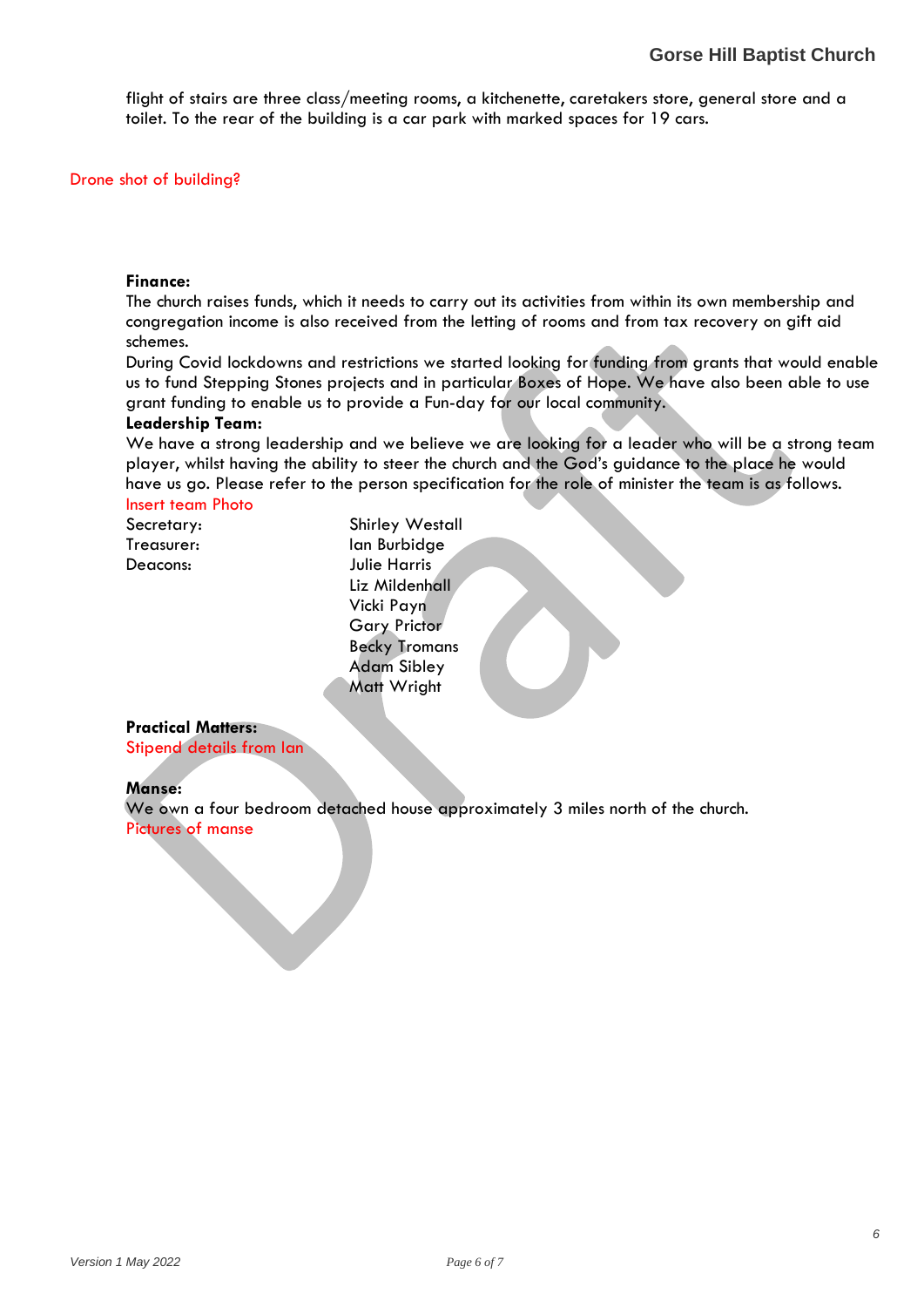flight of stairs are three class/meeting rooms, a kitchenette, caretakers store, general store and a toilet. To the rear of the building is a car park with marked spaces for 19 cars.

Drone shot of building?

**Finance:**

The church raises funds, which it needs to carry out its activities from within its own membership and congregation income is also received from the letting of rooms and from tax recovery on gift aid schemes.

During Covid lockdowns and restrictions we started looking for funding from grants that would enable us to fund Stepping Stones projects and in particular Boxes of Hope. We have also been able to use grant funding to enable us to provide a Fun-day for our local community.

**Leadership Team:**

We have a strong leadership and we believe we are looking for a leader who will be a strong team player, whilst having the ability to steer the church and the God's guidance to the place he would have us go. Please refer to the person specification for the role of minister the team is as follows.

Insert team Photo

| | |
|---|---|
| Secretary: | Shirley Westall |
| Treasurer: | Ian Burbidge |
| Deacons: | Julie Harris |
| | Liz Mildenhall |
| | Vicki Payn |
| | Gary Prictor |
| | Becky Tromans |
| | Adam Sibley |
| | Matt Wright |

**Practical Matters:**

Stipend details from Ian

**Manse:**

We own a four bedroom detached house approximately 3 miles north of the church.

Pictures of manse

Version 1 May 2022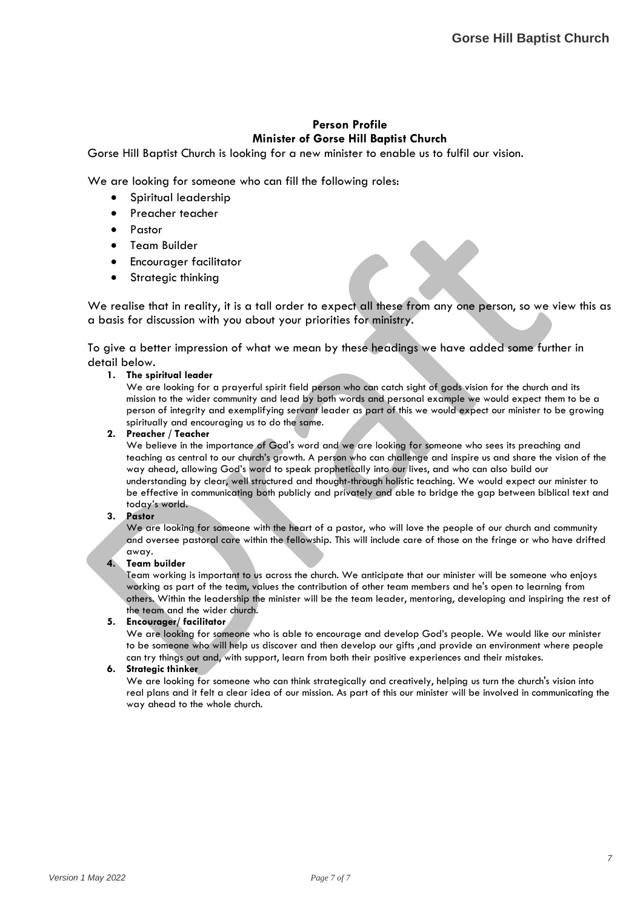**Person Profile**
**Minister of Gorse Hill Baptist Church**

Gorse Hill Baptist Church is looking for a new minister to enable us to fulfil our vision.

We are looking for someone who can fill the following roles:

- Spiritual leadership
- Preacher teacher
- Pastor
- Team Builder
- Encourager facilitator
- Strategic thinking

We realise that in reality, it is a tall order to expect all these from any one person, so we view this as a basis for discussion with you about your priorities for ministry.

To give a better impression of what we mean by these headings we have added some further in detail below.

1. **The spiritual leader**
   We are looking for a prayerful spirit field person who can catch sight of gods vision for the church and its mission to the wider community and lead by both words and personal example we would expect them to be a person of integrity and exemplifying servant leader as part of this we would expect our minister to be growing spiritually and encouraging us to do the same.
2. **Preacher / Teacher**
   We believe in the importance of God's word and we are looking for someone who sees its preaching and teaching as central to our church's growth. A person who can challenge and inspire us and share the vision of the way ahead, allowing God's word to speak prophetically into our lives, and who can also build our understanding by clear, well structured and thought-through holistic teaching. We would expect our minister to be effective in communicating both publicly and privately and able to bridge the gap between biblical text and today's world.
3. **Pastor**
   We are looking for someone with the heart of a pastor, who will love the people of our church and community and oversee pastoral care within the fellowship. This will include care of those on the fringe or who have drifted away.
4. **Team builder**
   Team working is important to us across the church. We anticipate that our minister will be someone who enjoys working as part of the team, values the contribution of other team members and he's open to learning from others. Within the leadership the minister will be the team leader, mentoring, developing and inspiring the rest of the team and the wider church.
5. **Encourager/ facilitator**
   We are looking for someone who is able to encourage and develop God's people. We would like our minister to be someone who will help us discover and then develop our gifts ,and provide an environment where people can try things out and, with support, learn from both their positive experiences and their mistakes.
6. **Strategic thinker**
   We are looking for someone who can think strategically and creatively, helping us turn the church's vision into real plans and it felt a clear idea of our mission. As part of this our minister will be involved in communicating the way ahead to the whole church.